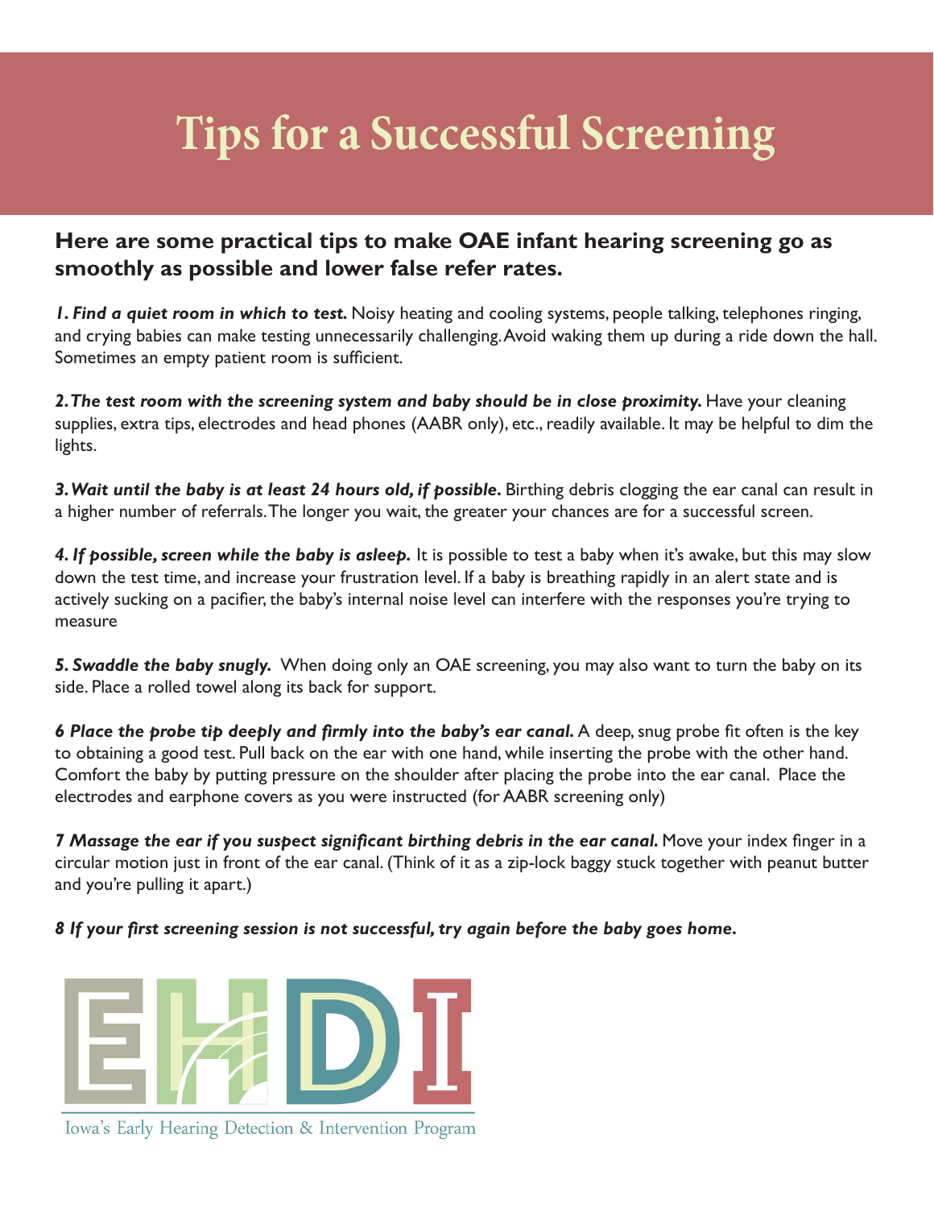# Tips for a Successful Screening

## Here are some practical tips to make OAE infant hearing screening go as smoothly as possible and lower false refer rates.

***1. Find a quiet room in which to test.*** Noisy heating and cooling systems, people talking, telephones ringing, and crying babies can make testing unnecessarily challenging. Avoid waking them up during a ride down the hall. Sometimes an empty patient room is sufficient.

***2. The test room with the screening system and baby should be in close proximity.*** Have your cleaning supplies, extra tips, electrodes and head phones (AABR only), etc., readily available. It may be helpful to dim the lights.

***3. Wait until the baby is at least 24 hours old, if possible.*** Birthing debris clogging the ear canal can result in a higher number of referrals. The longer you wait, the greater your chances are for a successful screen.

***4. If possible, screen while the baby is asleep.*** It is possible to test a baby when it's awake, but this may slow down the test time, and increase your frustration level. If a baby is breathing rapidly in an alert state and is actively sucking on a pacifier, the baby's internal noise level can interfere with the responses you're trying to measure

***5. Swaddle the baby snugly.*** When doing only an OAE screening, you may also want to turn the baby on its side. Place a rolled towel along its back for support.

***6 Place the probe tip deeply and firmly into the baby's ear canal.*** A deep, snug probe fit often is the key to obtaining a good test. Pull back on the ear with one hand, while inserting the probe with the other hand. Comfort the baby by putting pressure on the shoulder after placing the probe into the ear canal. Place the electrodes and earphone covers as you were instructed (for AABR screening only)

***7 Massage the ear if you suspect significant birthing debris in the ear canal.*** Move your index finger in a circular motion just in front of the ear canal. (Think of it as a zip-lock baggy stuck together with peanut butter and you're pulling it apart.)

***8 If your first screening session is not successful, try again before the baby goes home.***

EHDI

Iowa's Early Hearing Detection & Intervention Program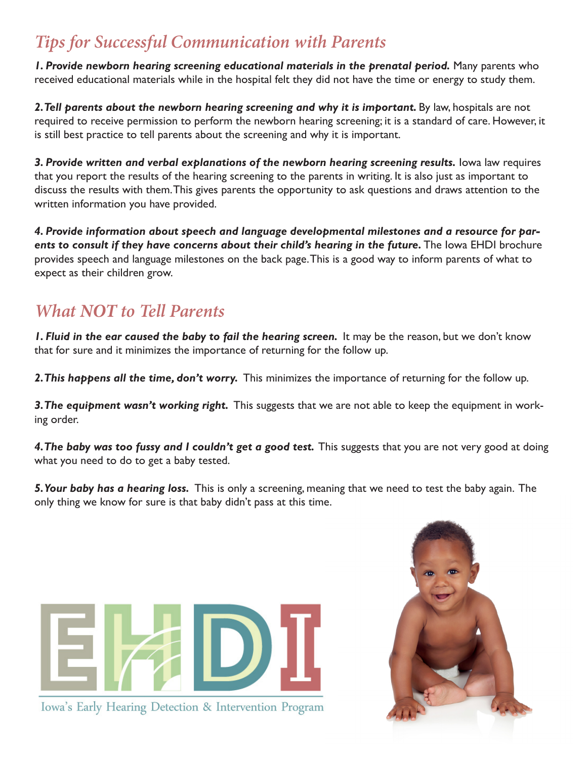## Tips for Successful Communication with Parents

***1. Provide newborn hearing screening educational materials in the prenatal period.*** Many parents who received educational materials while in the hospital felt they did not have the time or energy to study them.

***2. Tell parents about the newborn hearing screening and why it is important.*** By law, hospitals are not required to receive permission to perform the newborn hearing screening; it is a standard of care. However, it is still best practice to tell parents about the screening and why it is important.

***3. Provide written and verbal explanations of the newborn hearing screening results.*** Iowa law requires that you report the results of the hearing screening to the parents in writing. It is also just as important to discuss the results with them. This gives parents the opportunity to ask questions and draws attention to the written information you have provided.

***4. Provide information about speech and language developmental milestones and a resource for parents to consult if they have concerns about their child's hearing in the future.*** The Iowa EHDI brochure provides speech and language milestones on the back page. This is a good way to inform parents of what to expect as their children grow.

## What NOT to Tell Parents

***1. Fluid in the ear caused the baby to fail the hearing screen.*** It may be the reason, but we don't know that for sure and it minimizes the importance of returning for the follow up.

***2. This happens all the time, don't worry.*** This minimizes the importance of returning for the follow up.

***3. The equipment wasn't working right.*** This suggests that we are not able to keep the equipment in working order.

***4. The baby was too fussy and I couldn't get a good test.*** This suggests that you are not very good at doing what you need to do to get a baby tested.

***5. Your baby has a hearing loss.*** This is only a screening, meaning that we need to test the baby again. The only thing we know for sure is that baby didn't pass at this time.

EHDI

Iowa's Early Hearing Detection & Intervention Program